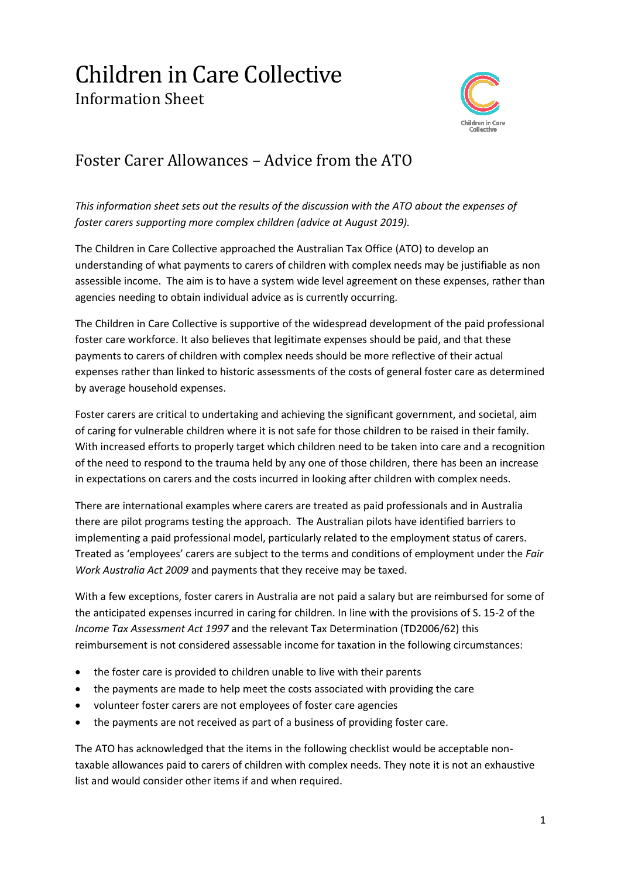# Children in Care Collective

## Information Sheet

## Foster Carer Allowances – Advice from the ATO

*This information sheet sets out the results of the discussion with the ATO about the expenses of foster carers supporting more complex children (advice at August 2019).*

The Children in Care Collective approached the Australian Tax Office (ATO) to develop an understanding of what payments to carers of children with complex needs may be justifiable as non assessible income. The aim is to have a system wide level agreement on these expenses, rather than agencies needing to obtain individual advice as is currently occurring.

The Children in Care Collective is supportive of the widespread development of the paid professional foster care workforce. It also believes that legitimate expenses should be paid, and that these payments to carers of children with complex needs should be more reflective of their actual expenses rather than linked to historic assessments of the costs of general foster care as determined by average household expenses.

Foster carers are critical to undertaking and achieving the significant government, and societal, aim of caring for vulnerable children where it is not safe for those children to be raised in their family. With increased efforts to properly target which children need to be taken into care and a recognition of the need to respond to the trauma held by any one of those children, there has been an increase in expectations on carers and the costs incurred in looking after children with complex needs.

There are international examples where carers are treated as paid professionals and in Australia there are pilot programs testing the approach. The Australian pilots have identified barriers to implementing a paid professional model, particularly related to the employment status of carers. Treated as 'employees' carers are subject to the terms and conditions of employment under the *Fair Work Australia Act 2009* and payments that they receive may be taxed.

With a few exceptions, foster carers in Australia are not paid a salary but are reimbursed for some of the anticipated expenses incurred in caring for children. In line with the provisions of S. 15-2 of the *Income Tax Assessment Act 1997* and the relevant Tax Determination (TD2006/62) this reimbursement is not considered assessable income for taxation in the following circumstances:

- the foster care is provided to children unable to live with their parents
- the payments are made to help meet the costs associated with providing the care
- volunteer foster carers are not employees of foster care agencies
- the payments are not received as part of a business of providing foster care.

The ATO has acknowledged that the items in the following checklist would be acceptable non-taxable allowances paid to carers of children with complex needs. They note it is not an exhaustive list and would consider other items if and when required.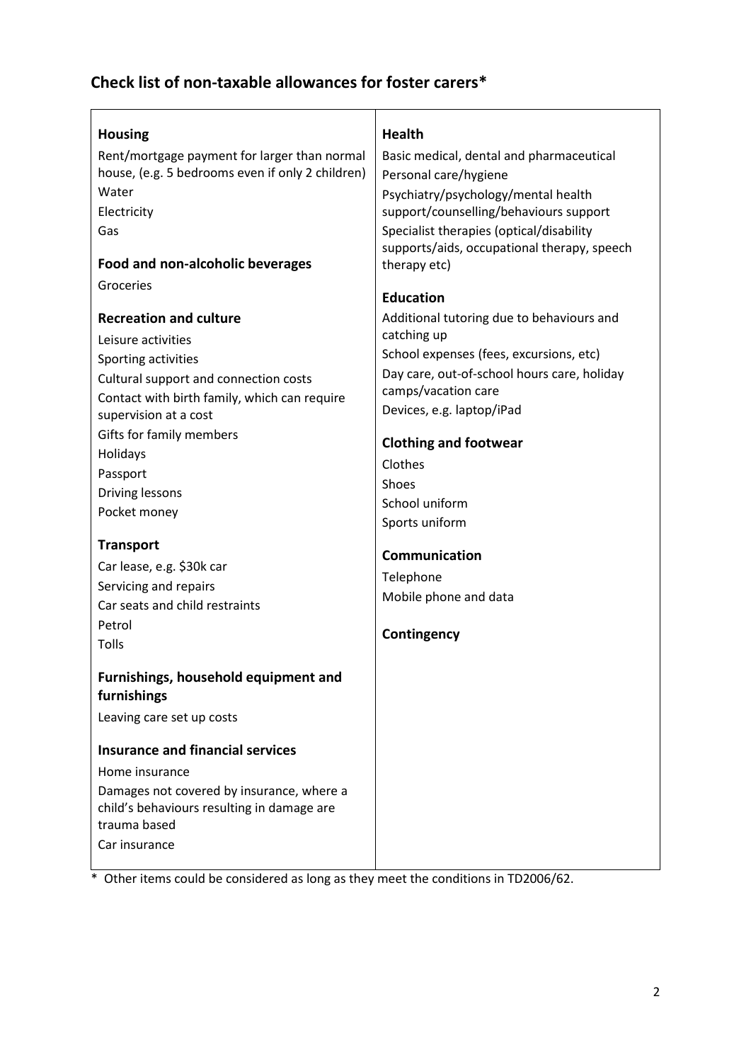## Check list of non-taxable allowances for foster carers*

### Housing

Rent/mortgage payment for larger than normal house, (e.g. 5 bedrooms even if only 2 children)
Water
Electricity
Gas

### Food and non-alcoholic beverages

Groceries

### Recreation and culture

Leisure activities
Sporting activities
Cultural support and connection costs
Contact with birth family, which can require supervision at a cost
Gifts for family members
Holidays
Passport
Driving lessons
Pocket money

### Transport

Car lease, e.g. $30k car
Servicing and repairs
Car seats and child restraints
Petrol
Tolls

### Furnishings, household equipment and furnishings

Leaving care set up costs

### Insurance and financial services

Home insurance
Damages not covered by insurance, where a child's behaviours resulting in damage are trauma based
Car insurance

### Health

Basic medical, dental and pharmaceutical
Personal care/hygiene
Psychiatry/psychology/mental health support/counselling/behaviours support
Specialist therapies (optical/disability supports/aids, occupational therapy, speech therapy etc)

### Education

Additional tutoring due to behaviours and catching up
School expenses (fees, excursions, etc)
Day care, out-of-school hours care, holiday camps/vacation care
Devices, e.g. laptop/iPad

### Clothing and footwear

Clothes
Shoes
School uniform
Sports uniform

### Communication

Telephone
Mobile phone and data

### Contingency

\* Other items could be considered as long as they meet the conditions in TD2006/62.